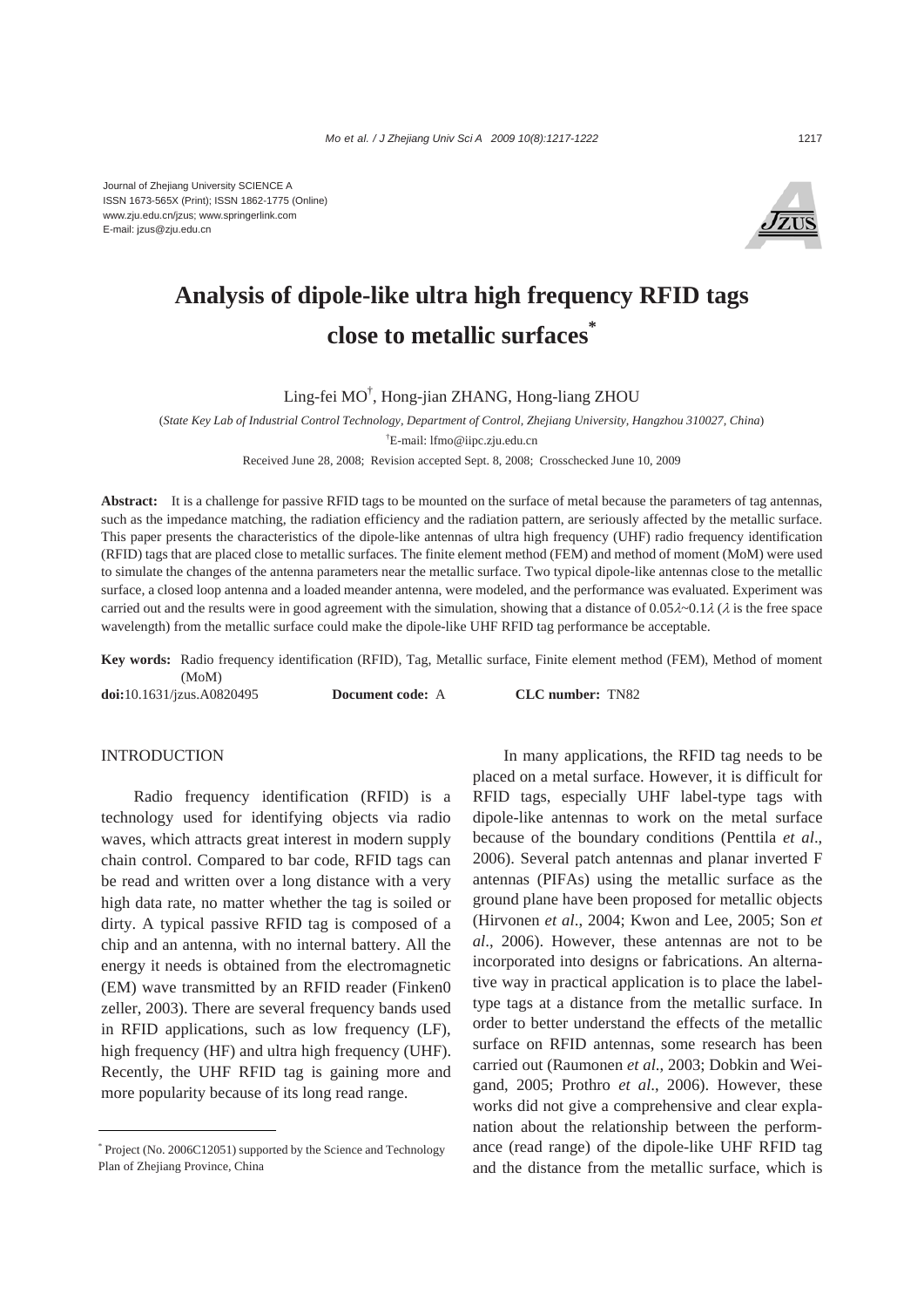Journal of Zhejiang University SCIENCE A
ISSN 1673-565X (Print); ISSN 1862-1775 (Online)
www.zju.edu.cn/jzus; www.springerlink.com
E-mail: jzus@zju.edu.cn

# Analysis of dipole-like ultra high frequency RFID tags close to metallic surfaces*

Ling-fei MO†, Hong-jian ZHANG, Hong-liang ZHOU

(*State Key Lab of Industrial Control Technology, Department of Control, Zhejiang University, Hangzhou 310027, China*)

†E-mail: lfmo@iipc.zju.edu.cn

Received June 28, 2008; Revision accepted Sept. 8, 2008; Crosschecked June 10, 2009

**Abstract:** It is a challenge for passive RFID tags to be mounted on the surface of metal because the parameters of tag antennas, such as the impedance matching, the radiation efficiency and the radiation pattern, are seriously affected by the metallic surface. This paper presents the characteristics of the dipole-like antennas of ultra high frequency (UHF) radio frequency identification (RFID) tags that are placed close to metallic surfaces. The finite element method (FEM) and method of moment (MoM) were used to simulate the changes of the antenna parameters near the metallic surface. Two typical dipole-like antennas close to the metallic surface, a closed loop antenna and a loaded meander antenna, were modeled, and the performance was evaluated. Experiment was carried out and the results were in good agreement with the simulation, showing that a distance of $0.05\lambda\sim0.1\lambda$ ($\lambda$ is the free space wavelength) from the metallic surface could make the dipole-like UHF RFID tag performance be acceptable.

**Key words:** Radio frequency identification (RFID), Tag, Metallic surface, Finite element method (FEM), Method of moment (MoM)

**doi:**10.1631/jzus.A0820495 **Document code:** A **CLC number:** TN82

## INTRODUCTION

Radio frequency identification (RFID) is a technology used for identifying objects via radio waves, which attracts great interest in modern supply chain control. Compared to bar code, RFID tags can be read and written over a long distance with a very high data rate, no matter whether the tag is soiled or dirty. A typical passive RFID tag is composed of a chip and an antenna, with no internal battery. All the energy it needs is obtained from the electromagnetic (EM) wave transmitted by an RFID reader (Finken0 zeller, 2003). There are several frequency bands used in RFID applications, such as low frequency (LF), high frequency (HF) and ultra high frequency (UHF). Recently, the UHF RFID tag is gaining more and more popularity because of its long read range.

In many applications, the RFID tag needs to be placed on a metal surface. However, it is difficult for RFID tags, especially UHF label-type tags with dipole-like antennas to work on the metal surface because of the boundary conditions (Penttila *et al*., 2006). Several patch antennas and planar inverted F antennas (PIFAs) using the metallic surface as the ground plane have been proposed for metallic objects (Hirvonen *et al*., 2004; Kwon and Lee, 2005; Son *et al*., 2006). However, these antennas are not to be incorporated into designs or fabrications. An alternative way in practical application is to place the label-type tags at a distance from the metallic surface. In order to better understand the effects of the metallic surface on RFID antennas, some research has been carried out (Raumonen *et al*., 2003; Dobkin and Weigand, 2005; Prothro *et al*., 2006). However, these works did not give a comprehensive and clear explanation about the relationship between the performance (read range) of the dipole-like UHF RFID tag and the distance from the metallic surface, which is

---

* Project (No. 2006C12051) supported by the Science and Technology Plan of Zhejiang Province, China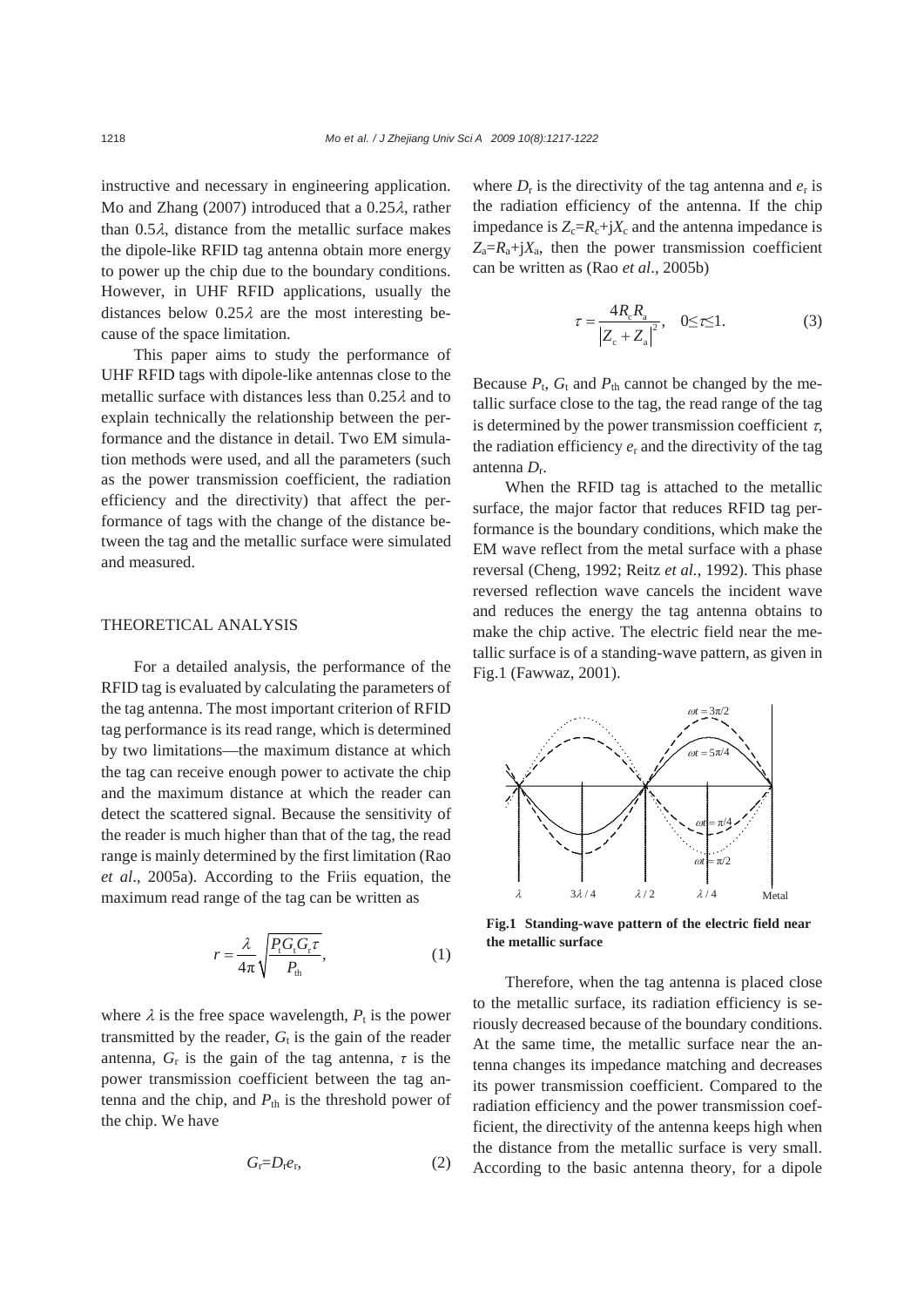instructive and necessary in engineering application. Mo and Zhang (2007) introduced that a 0.25$\lambda$, rather than 0.5$\lambda$, distance from the metallic surface makes the dipole-like RFID tag antenna obtain more energy to power up the chip due to the boundary conditions. However, in UHF RFID applications, usually the distances below 0.25$\lambda$ are the most interesting because of the space limitation.

This paper aims to study the performance of UHF RFID tags with dipole-like antennas close to the metallic surface with distances less than 0.25$\lambda$ and to explain technically the relationship between the performance and the distance in detail. Two EM simulation methods were used, and all the parameters (such as the power transmission coefficient, the radiation efficiency and the directivity) that affect the performance of tags with the change of the distance between the tag and the metallic surface were simulated and measured.

## THEORETICAL ANALYSIS

For a detailed analysis, the performance of the RFID tag is evaluated by calculating the parameters of the tag antenna. The most important criterion of RFID tag performance is its read range, which is determined by two limitations—the maximum distance at which the tag can receive enough power to activate the chip and the maximum distance at which the reader can detect the scattered signal. Because the sensitivity of the reader is much higher than that of the tag, the read range is mainly determined by the first limitation (Rao *et al*., 2005a). According to the Friis equation, the maximum read range of the tag can be written as

$$r = \frac{\lambda}{4\pi}\sqrt{\frac{P_t G_t G_r \tau}{P_{th}}}, \tag{1}$$

where $\lambda$ is the free space wavelength, $P_t$ is the power transmitted by the reader, $G_t$ is the gain of the reader antenna, $G_r$ is the gain of the tag antenna, $\tau$ is the power transmission coefficient between the tag antenna and the chip, and $P_{th}$ is the threshold power of the chip. We have

$$G_r = D_r e_r, \tag{2}$$

where $D_r$ is the directivity of the tag antenna and $e_r$ is the radiation efficiency of the antenna. If the chip impedance is $Z_c = R_c + jX_c$ and the antenna impedance is $Z_a = R_a + jX_a$, then the power transmission coefficient can be written as (Rao *et al*., 2005b)

$$\tau = \frac{4R_c R_a}{\left|Z_c + Z_a\right|^2}, \quad 0 \le \tau \le 1. \tag{3}$$

Because $P_t$, $G_t$ and $P_{th}$ cannot be changed by the metallic surface close to the tag, the read range of the tag is determined by the power transmission coefficient $\tau$, the radiation efficiency $e_r$ and the directivity of the tag antenna $D_r$.

When the RFID tag is attached to the metallic surface, the major factor that reduces RFID tag performance is the boundary conditions, which make the EM wave reflect from the metal surface with a phase reversal (Cheng, 1992; Reitz *et al.*, 1992). This phase reversed reflection wave cancels the incident wave and reduces the energy the tag antenna obtains to make the chip active. The electric field near the metallic surface is of a standing-wave pattern, as given in Fig.1 (Fawwaz, 2001).

**Fig.1 Standing-wave pattern of the electric field near the metallic surface**

Therefore, when the tag antenna is placed close to the metallic surface, its radiation efficiency is seriously decreased because of the boundary conditions. At the same time, the metallic surface near the antenna changes its impedance matching and decreases its power transmission coefficient. Compared to the radiation efficiency and the power transmission coefficient, the directivity of the antenna keeps high when the distance from the metallic surface is very small. According to the basic antenna theory, for a dipole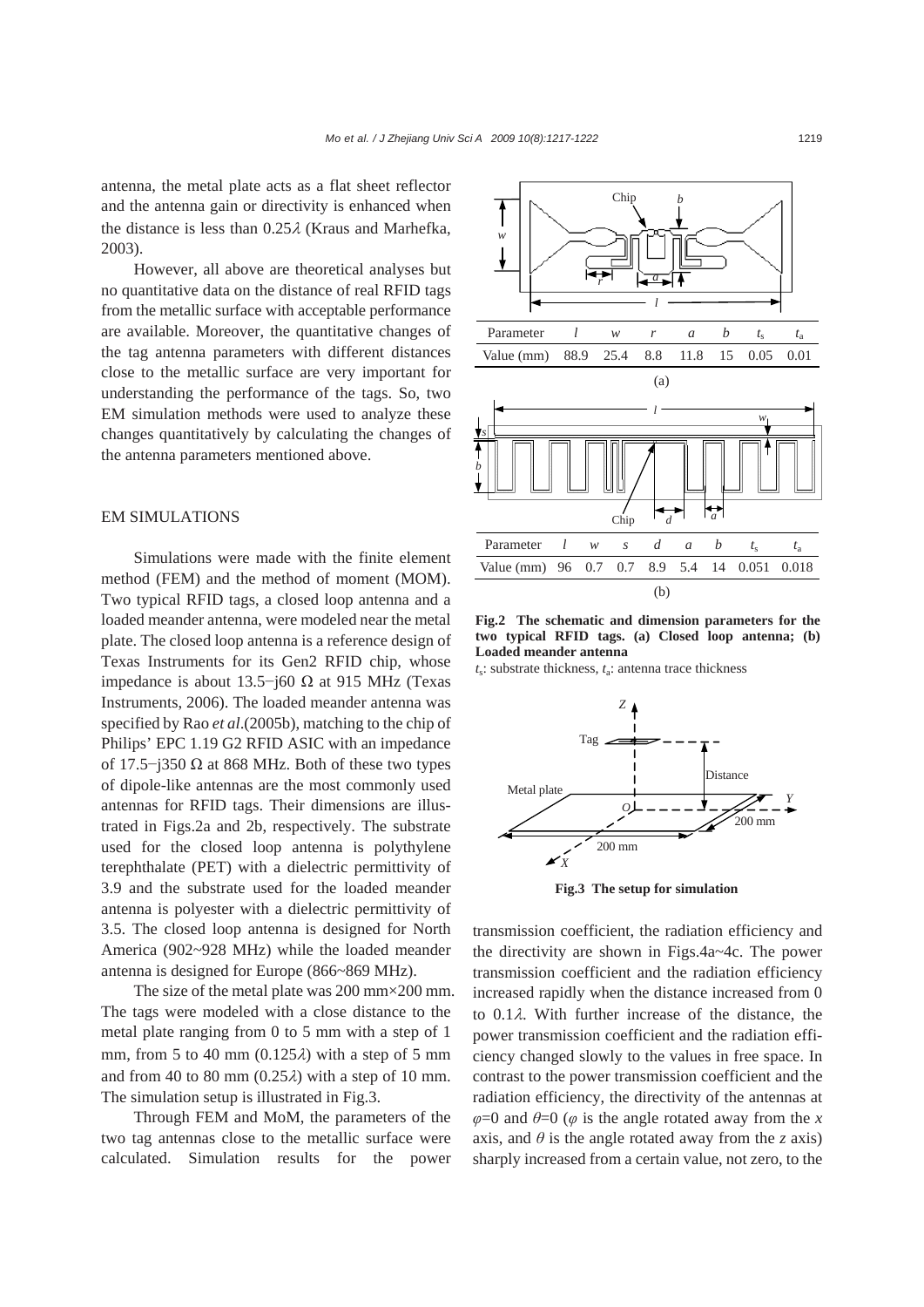antenna, the metal plate acts as a flat sheet reflector and the antenna gain or directivity is enhanced when the distance is less than 0.25$\lambda$ (Kraus and Marhefka, 2003).

However, all above are theoretical analyses but no quantitative data on the distance of real RFID tags from the metallic surface with acceptable performance are available. Moreover, the quantitative changes of the tag antenna parameters with different distances close to the metallic surface are very important for understanding the performance of the tags. So, two EM simulation methods were used to analyze these changes quantitatively by calculating the changes of the antenna parameters mentioned above.

## EM SIMULATIONS

Simulations were made with the finite element method (FEM) and the method of moment (MOM). Two typical RFID tags, a closed loop antenna and a loaded meander antenna, were modeled near the metal plate. The closed loop antenna is a reference design of Texas Instruments for its Gen2 RFID chip, whose impedance is about 13.5−j60 Ω at 915 MHz (Texas Instruments, 2006). The loaded meander antenna was specified by Rao *et al*.(2005b), matching to the chip of Philips' EPC 1.19 G2 RFID ASIC with an impedance of 17.5−j350 Ω at 868 MHz. Both of these two types of dipole-like antennas are the most commonly used antennas for RFID tags. Their dimensions are illustrated in Figs.2a and 2b, respectively. The substrate used for the closed loop antenna is polythylene terephthalate (PET) with a dielectric permittivity of 3.9 and the substrate used for the loaded meander antenna is polyester with a dielectric permittivity of 3.5. The closed loop antenna is designed for North America (902~928 MHz) while the loaded meander antenna is designed for Europe (866~869 MHz).

The size of the metal plate was 200 mm×200 mm. The tags were modeled with a close distance to the metal plate ranging from 0 to 5 mm with a step of 1 mm, from 5 to 40 mm (0.125$\lambda$) with a step of 5 mm and from 40 to 80 mm (0.25$\lambda$) with a step of 10 mm. The simulation setup is illustrated in Fig.3.

Through FEM and MoM, the parameters of the two tag antennas close to the metallic surface were calculated. Simulation results for the power transmission coefficient, the radiation efficiency and the directivity are shown in Figs.4a~4c. The power transmission coefficient and the radiation efficiency increased rapidly when the distance increased from 0 to 0.1$\lambda$. With further increase of the distance, the power transmission coefficient and the radiation efficiency changed slowly to the values in free space. In contrast to the power transmission coefficient and the radiation efficiency, the directivity of the antennas at $\varphi$=0 and $\theta$=0 ($\varphi$ is the angle rotated away from the $x$ axis, and $\theta$ is the angle rotated away from the $z$ axis) sharply increased from a certain value, not zero, to the

| Parameter | $l$ | $w$ | $r$ | $a$ | $b$ | $t_s$ | $t_a$ |
|---|---|---|---|---|---|---|---|
| Value (mm) | 88.9 | 25.4 | 8.8 | 11.8 | 15 | 0.05 | 0.01 |

(a)

| Parameter | $l$ | $w$ | $s$ | $d$ | $a$ | $b$ | $t_s$ | $t_a$ |
|---|---|---|---|---|---|---|---|---|
| Value (mm) | 96 | 0.7 | 0.7 | 8.9 | 5.4 | 14 | 0.051 | 0.018 |

(b)

**Fig.2 The schematic and dimension parameters for the two typical RFID tags. (a) Closed loop antenna; (b) Loaded meander antenna**

$t_s$: substrate thickness, $t_a$: antenna trace thickness

**Fig.3 The setup for simulation**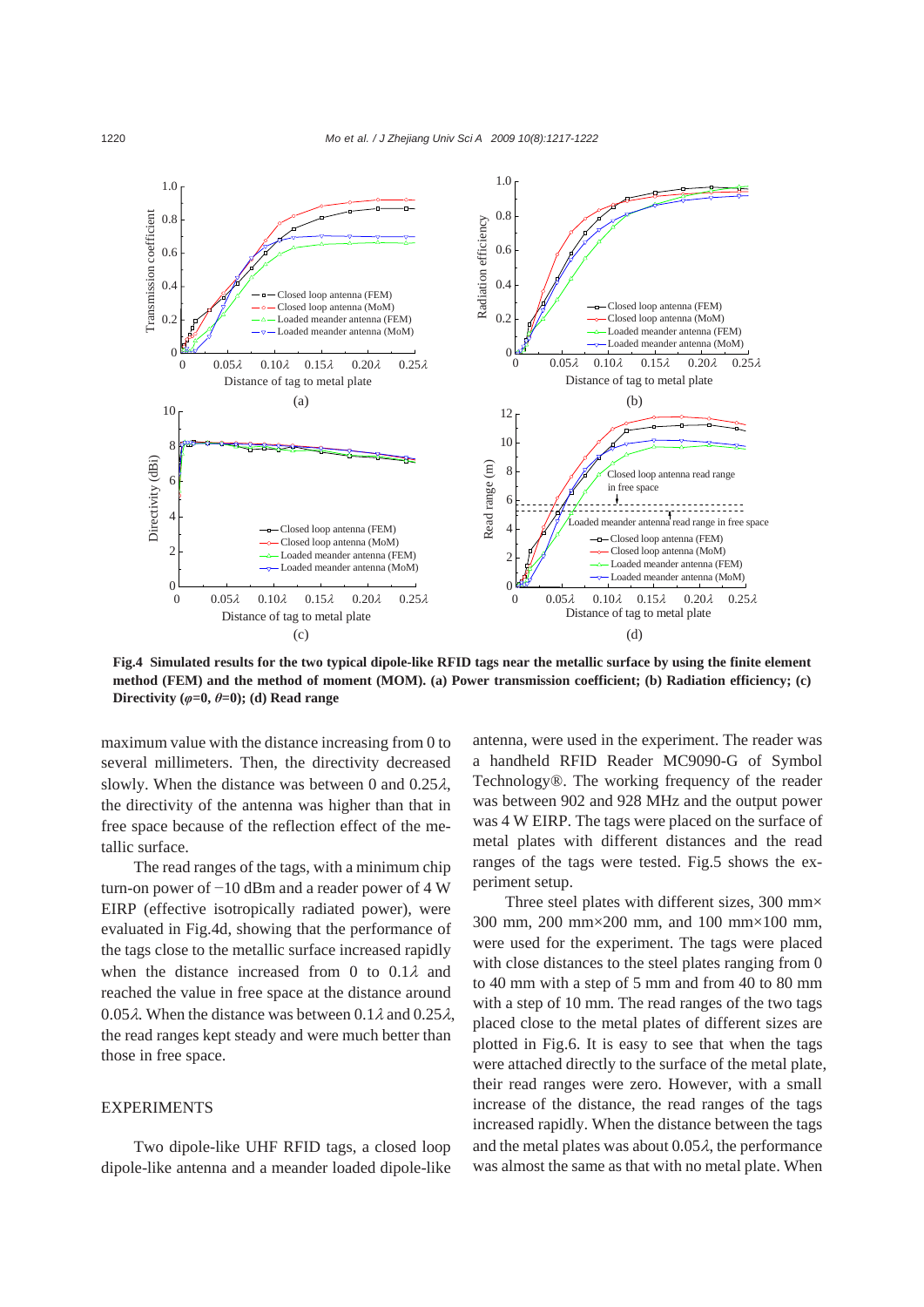**Fig.4 Simulated results for the two typical dipole-like RFID tags near the metallic surface by using the finite element method (FEM) and the method of moment (MOM). (a) Power transmission coefficient; (b) Radiation efficiency; (c) Directivity ($\varphi$=0, $\theta$=0); (d) Read range**

maximum value with the distance increasing from 0 to several millimeters. Then, the directivity decreased slowly. When the distance was between 0 and 0.25$\lambda$, the directivity of the antenna was higher than that in free space because of the reflection effect of the metallic surface.

The read ranges of the tags, with a minimum chip turn-on power of −10 dBm and a reader power of 4 W EIRP (effective isotropically radiated power), were evaluated in Fig.4d, showing that the performance of the tags close to the metallic surface increased rapidly when the distance increased from 0 to 0.1$\lambda$ and reached the value in free space at the distance around 0.05$\lambda$. When the distance was between 0.1$\lambda$ and 0.25$\lambda$, the read ranges kept steady and were much better than those in free space.

## EXPERIMENTS

Two dipole-like UHF RFID tags, a closed loop dipole-like antenna and a meander loaded dipole-like antenna, were used in the experiment. The reader was a handheld RFID Reader MC9090-G of Symbol Technology®. The working frequency of the reader was between 902 and 928 MHz and the output power was 4 W EIRP. The tags were placed on the surface of metal plates with different distances and the read ranges of the tags were tested. Fig.5 shows the experiment setup.

Three steel plates with different sizes, 300 mm×300 mm, 200 mm×200 mm, and 100 mm×100 mm, were used for the experiment. The tags were placed with close distances to the steel plates ranging from 0 to 40 mm with a step of 5 mm and from 40 to 80 mm with a step of 10 mm. The read ranges of the two tags placed close to the metal plates of different sizes are plotted in Fig.6. It is easy to see that when the tags were attached directly to the surface of the metal plate, their read ranges were zero. However, with a small increase of the distance, the read ranges of the tags increased rapidly. When the distance between the tags and the metal plates was about 0.05$\lambda$, the performance was almost the same as that with no metal plate. When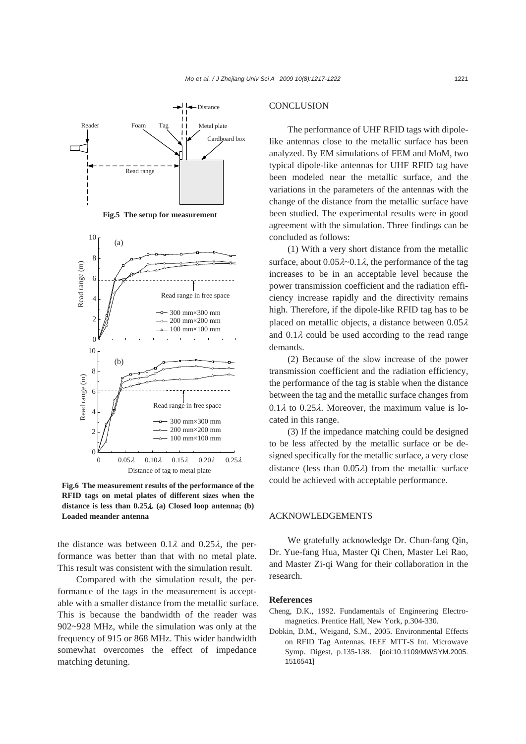Fig.5 The setup for measurement

Fig.6 The measurement results of the performance of the RFID tags on metal plates of different sizes when the distance is less than 0.25$\lambda$. (a) Closed loop antenna; (b) Loaded meander antenna

the distance was between 0.1$\lambda$ and 0.25$\lambda$, the performance was better than that with no metal plate. This result was consistent with the simulation result.

Compared with the simulation result, the performance of the tags in the measurement is acceptable with a smaller distance from the metallic surface. This is because the bandwidth of the reader was 902~928 MHz, while the simulation was only at the frequency of 915 or 868 MHz. This wider bandwidth somewhat overcomes the effect of impedance matching detuning.

## CONCLUSION

The performance of UHF RFID tags with dipole-like antennas close to the metallic surface has been analyzed. By EM simulations of FEM and MoM, two typical dipole-like antennas for UHF RFID tag have been modeled near the metallic surface, and the variations in the parameters of the antennas with the change of the distance from the metallic surface have been studied. The experimental results were in good agreement with the simulation. Three findings can be concluded as follows:

(1) With a very short distance from the metallic surface, about 0.05$\lambda$~0.1$\lambda$, the performance of the tag increases to be in an acceptable level because the power transmission coefficient and the radiation efficiency increase rapidly and the directivity remains high. Therefore, if the dipole-like RFID tag has to be placed on metallic objects, a distance between 0.05$\lambda$ and 0.1$\lambda$ could be used according to the read range demands.

(2) Because of the slow increase of the power transmission coefficient and the radiation efficiency, the performance of the tag is stable when the distance between the tag and the metallic surface changes from 0.1$\lambda$ to 0.25$\lambda$. Moreover, the maximum value is located in this range.

(3) If the impedance matching could be designed to be less affected by the metallic surface or be designed specifically for the metallic surface, a very close distance (less than 0.05$\lambda$) from the metallic surface could be achieved with acceptable performance.

## ACKNOWLEDGEMENTS

We gratefully acknowledge Dr. Chun-fang Qin, Dr. Yue-fang Hua, Master Qi Chen, Master Lei Rao, and Master Zi-qi Wang for their collaboration in the research.

## References

Cheng, D.K., 1992. Fundamentals of Engineering Electromagnetics. Prentice Hall, New York, p.304-330.

Dobkin, D.M., Weigand, S.M., 2005. Environmental Effects on RFID Tag Antennas. IEEE MTT-S Int. Microwave Symp. Digest, p.135-138. [doi:10.1109/MWSYM.2005.1516541]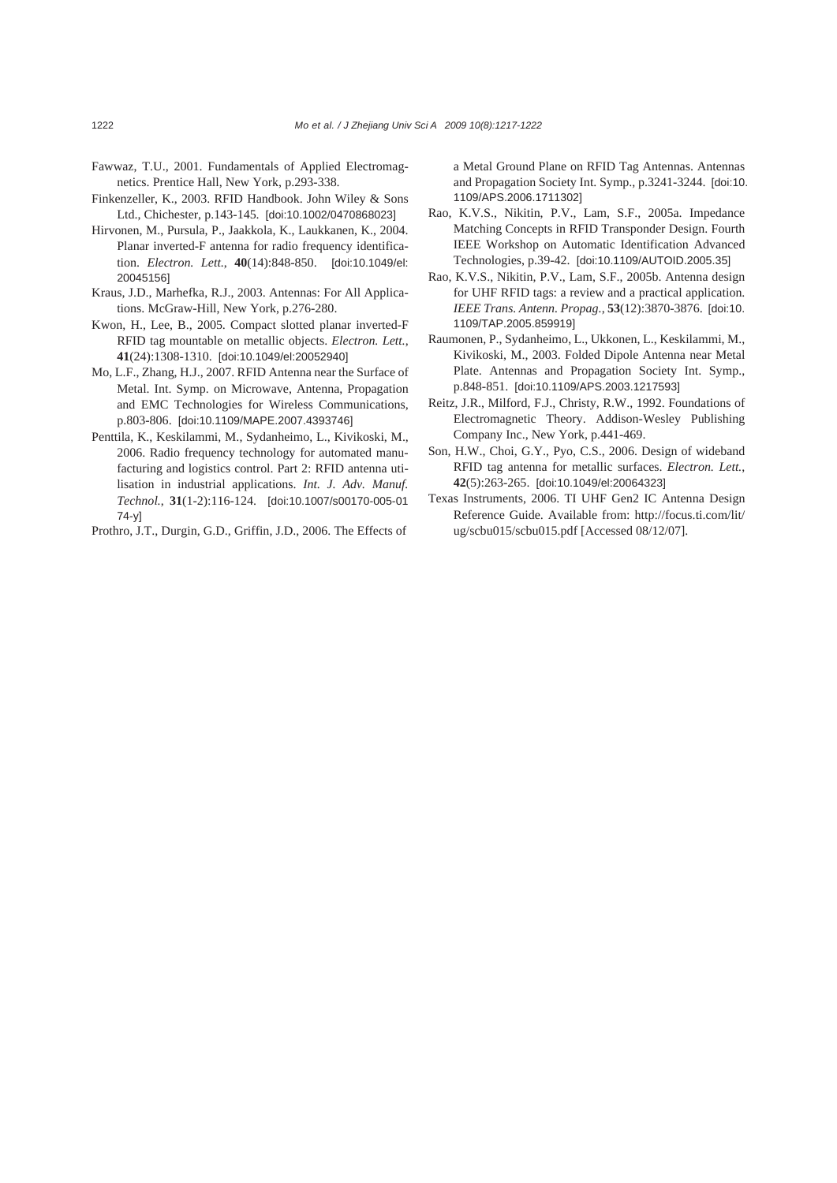Fawwaz, T.U., 2001. Fundamentals of Applied Electromagnetics. Prentice Hall, New York, p.293-338.

Finkenzeller, K., 2003. RFID Handbook. John Wiley & Sons Ltd., Chichester, p.143-145. [doi:10.1002/0470868023]

Hirvonen, M., Pursula, P., Jaakkola, K., Laukkanen, K., 2004. Planar inverted-F antenna for radio frequency identification. *Electron. Lett.*, **40**(14):848-850. [doi:10.1049/el:20045156]

Kraus, J.D., Marhefka, R.J., 2003. Antennas: For All Applications. McGraw-Hill, New York, p.276-280.

Kwon, H., Lee, B., 2005. Compact slotted planar inverted-F RFID tag mountable on metallic objects. *Electron. Lett.*, **41**(24):1308-1310. [doi:10.1049/el:20052940]

Mo, L.F., Zhang, H.J., 2007. RFID Antenna near the Surface of Metal. Int. Symp. on Microwave, Antenna, Propagation and EMC Technologies for Wireless Communications, p.803-806. [doi:10.1109/MAPE.2007.4393746]

Penttila, K., Keskilammi, M., Sydanheimo, L., Kivikoski, M., 2006. Radio frequency technology for automated manufacturing and logistics control. Part 2: RFID antenna utilisation in industrial applications. *Int. J. Adv. Manuf. Technol.*, **31**(1-2):116-124. [doi:10.1007/s00170-005-0174-y]

Prothro, J.T., Durgin, G.D., Griffin, J.D., 2006. The Effects of a Metal Ground Plane on RFID Tag Antennas. Antennas and Propagation Society Int. Symp., p.3241-3244. [doi:10.1109/APS.2006.1711302]

Rao, K.V.S., Nikitin, P.V., Lam, S.F., 2005a. Impedance Matching Concepts in RFID Transponder Design. Fourth IEEE Workshop on Automatic Identification Advanced Technologies, p.39-42. [doi:10.1109/AUTOID.2005.35]

Rao, K.V.S., Nikitin, P.V., Lam, S.F., 2005b. Antenna design for UHF RFID tags: a review and a practical application. *IEEE Trans. Antenn. Propag.*, **53**(12):3870-3876. [doi:10.1109/TAP.2005.859919]

Raumonen, P., Sydanheimo, L., Ukkonen, L., Keskilammi, M., Kivikoski, M., 2003. Folded Dipole Antenna near Metal Plate. Antennas and Propagation Society Int. Symp., p.848-851. [doi:10.1109/APS.2003.1217593]

Reitz, J.R., Milford, F.J., Christy, R.W., 1992. Foundations of Electromagnetic Theory. Addison-Wesley Publishing Company Inc., New York, p.441-469.

Son, H.W., Choi, G.Y., Pyo, C.S., 2006. Design of wideband RFID tag antenna for metallic surfaces. *Electron. Lett.*, **42**(5):263-265. [doi:10.1049/el:20064323]

Texas Instruments, 2006. TI UHF Gen2 IC Antenna Design Reference Guide. Available from: http://focus.ti.com/lit/ug/scbu015/scbu015.pdf [Accessed 08/12/07].